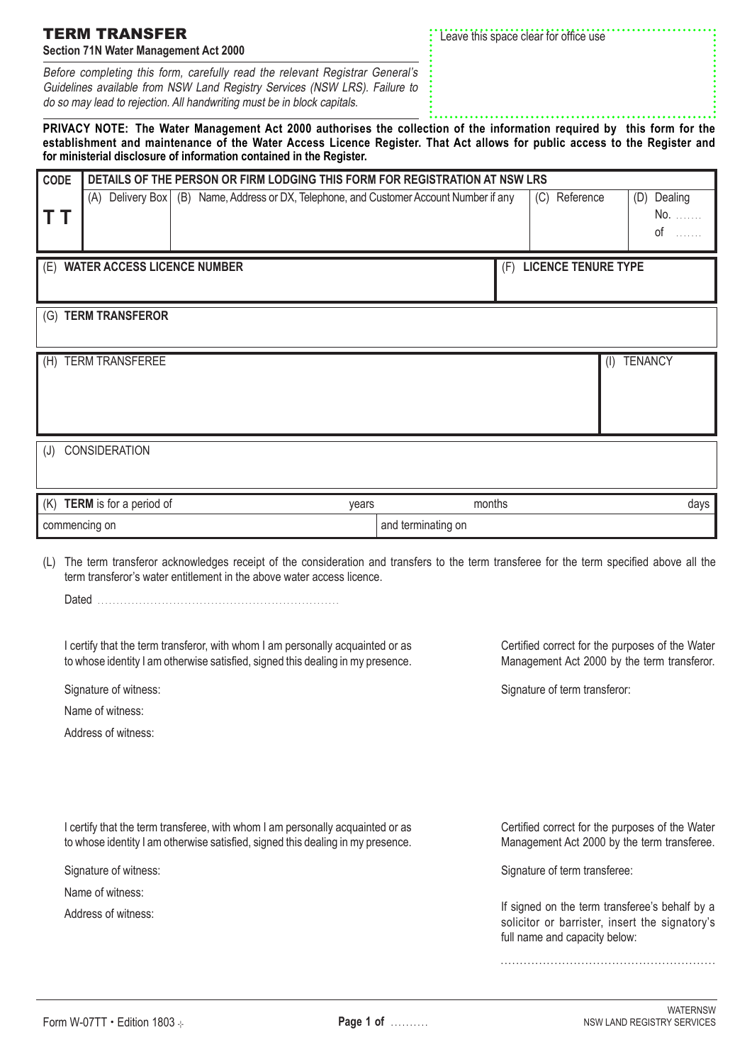# TERM TRANSFER

**Section 71N Water Management Act 2000**

*Before completing this form, carefully read the relevant Registrar General's Guidelines available from NSW Land Registry Services (NSW LRS). Failure to do so may lead to rejection. All handwriting must be in block capitals.*

Leave this space clear for office use

**PRIVACY NOTE: The Water Management Act 2000 authorises the collection of the information required by this form for the establishment and maintenance of the Water Access Licence Register. That Act allows for public access to the Register and for ministerial disclosure of information contained in the Register.**

| CODE | DETAILS OF THE PERSON OR FIRM LODGING THIS FORM FOR REGISTRATION AT NSW LRS | | | |
|---|---|---|---|---|
| **T T** | (A) Delivery Box | (B) Name, Address or DX, Telephone, and Customer Account Number if any | (C) Reference | (D) Dealing No. ....... of ....... |

| (E) **WATER ACCESS LICENCE NUMBER** | (F) **LICENCE TENURE TYPE** |
|---|---|
| | |

(G) **TERM TRANSFEROR**

| (H) TERM TRANSFEREE | (I) TENANCY |
|---|---|
| | |

(J) CONSIDERATION

| (K) **TERM** is for a period of | years | months | days |
|---|---|---|---|
| commencing on | | and terminating on | |

(L) The term transferor acknowledges receipt of the consideration and transfers to the term transferee for the term specified above all the term transferor's water entitlement in the above water access licence.

Dated ..............................................................

I certify that the term transferor, with whom I am personally acquainted or as to whose identity I am otherwise satisfied, signed this dealing in my presence.

Signature of witness:

Name of witness:

Address of witness:

Certified correct for the purposes of the Water Management Act 2000 by the term transferor.

Signature of term transferor:

I certify that the term transferee, with whom I am personally acquainted or as to whose identity I am otherwise satisfied, signed this dealing in my presence.

Signature of witness:

Name of witness:

Address of witness:

Certified correct for the purposes of the Water Management Act 2000 by the term transferee.

Signature of term transferee:

If signed on the term transferee's behalf by a solicitor or barrister, insert the signatory's full name and capacity below:

......................................................

Form W-07TT • Edition 1803

WATERNSW
NSW LAND REGISTRY SERVICES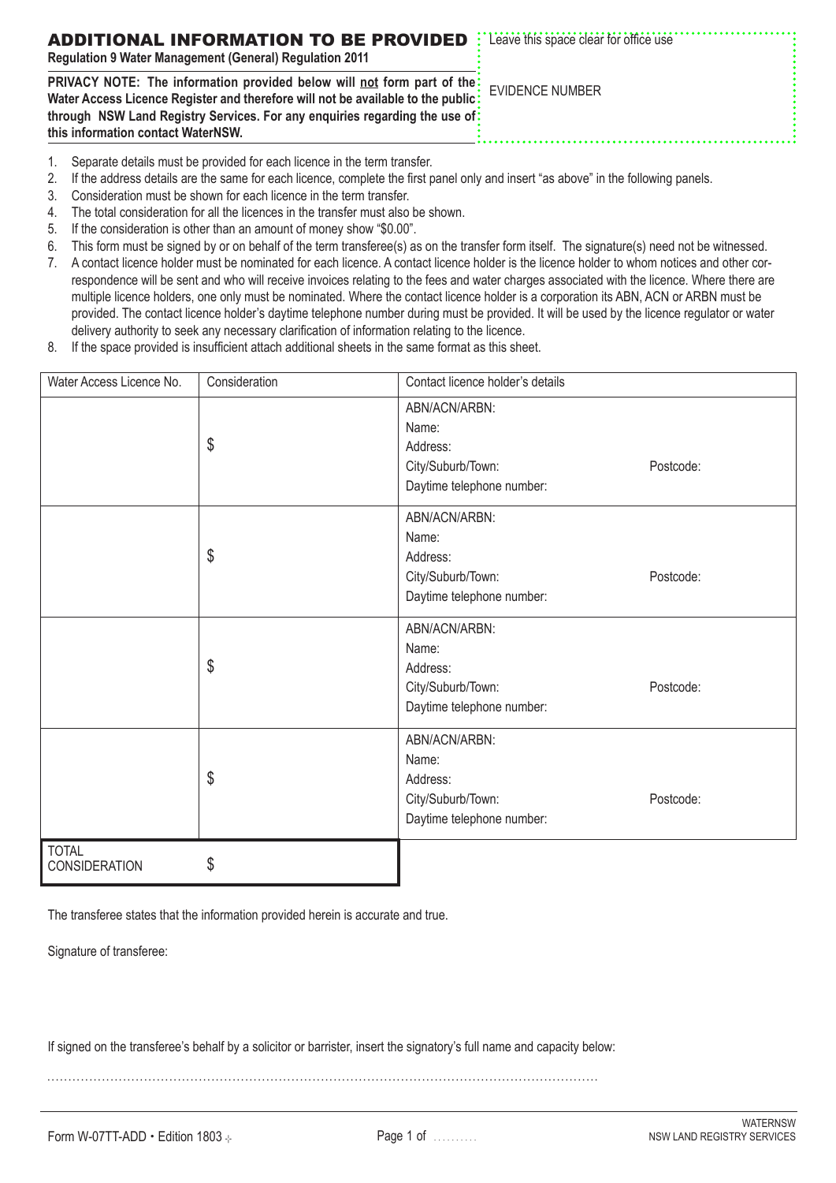# ADDITIONAL INFORMATION TO BE PROVIDED

**Regulation 9 Water Management (General) Regulation 2011**

Leave this space clear for office use

EVIDENCE NUMBER

**PRIVACY NOTE: The information provided below will not form part of the Water Access Licence Register and therefore will not be available to the public through NSW Land Registry Services. For any enquiries regarding the use of this information contact WaterNSW.**

1. Separate details must be provided for each licence in the term transfer.
2. If the address details are the same for each licence, complete the first panel only and insert "as above" in the following panels.
3. Consideration must be shown for each licence in the term transfer.
4. The total consideration for all the licences in the transfer must also be shown.
5. If the consideration is other than an amount of money show "$0.00".
6. This form must be signed by or on behalf of the term transferee(s) as on the transfer form itself. The signature(s) need not be witnessed.
7. A contact licence holder must be nominated for each licence. A contact licence holder is the licence holder to whom notices and other correspondence will be sent and who will receive invoices relating to the fees and water charges associated with the licence. Where there are multiple licence holders, one only must be nominated. Where the contact licence holder is a corporation its ABN, ACN or ARBN must be provided. The contact licence holder's daytime telephone number during must be provided. It will be used by the licence regulator or water delivery authority to seek any necessary clarification of information relating to the licence.
8. If the space provided is insufficient attach additional sheets in the same format as this sheet.

| Water Access Licence No. | Consideration | Contact licence holder's details |
|---|---|---|
| | $ | ABN/ACN/ARBN:<br>Name:<br>Address:<br>City/Suburb/Town: Postcode:<br>Daytime telephone number: |
| | $ | ABN/ACN/ARBN:<br>Name:<br>Address:<br>City/Suburb/Town: Postcode:<br>Daytime telephone number: |
| | $ | ABN/ACN/ARBN:<br>Name:<br>Address:<br>City/Suburb/Town: Postcode:<br>Daytime telephone number: |
| | $ | ABN/ACN/ARBN:<br>Name:<br>Address:<br>City/Suburb/Town: Postcode:<br>Daytime telephone number: |
| TOTAL CONSIDERATION | $ | |

The transferee states that the information provided herein is accurate and true.

Signature of transferee:

If signed on the transferee's behalf by a solicitor or barrister, insert the signatory's full name and capacity below:

......................................................................................................................

Form W-07TT-ADD • Edition 1803

WATERNSW
NSW LAND REGISTRY SERVICES